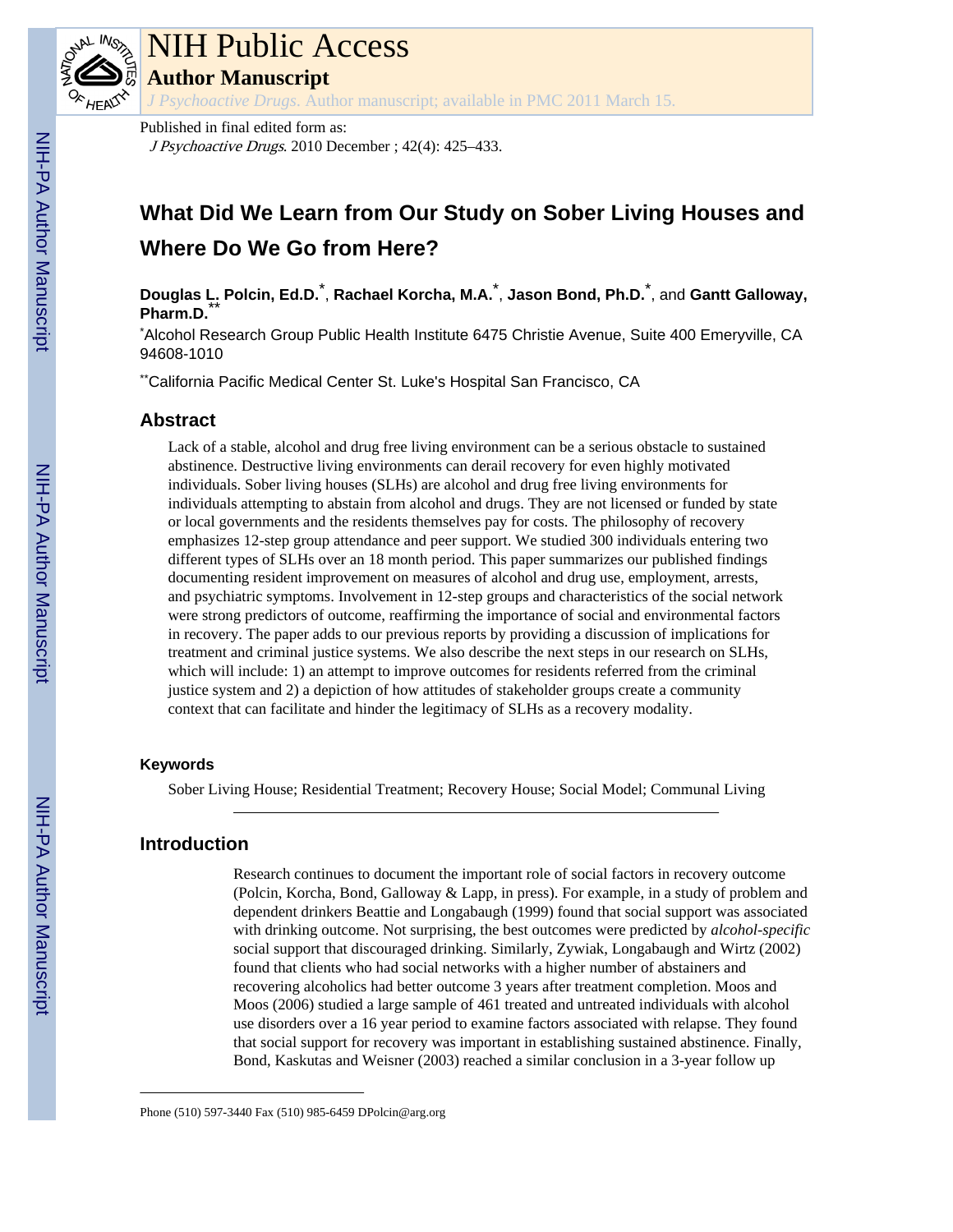# What Did We Learn from Our Study on Sober Living Houses and Where Do We Go from Here?

**Douglas L. Polcin, Ed.D.**[*], **Rachael Korcha, M.A.**[*], **Jason Bond, Ph.D.**[*], and **Gantt Galloway, Pharm.D.**[**]

[*]Alcohol Research Group Public Health Institute 6475 Christie Avenue, Suite 400 Emeryville, CA 94608-1010

[**]California Pacific Medical Center St. Luke's Hospital San Francisco, CA

## Abstract

Lack of a stable, alcohol and drug free living environment can be a serious obstacle to sustained abstinence. Destructive living environments can derail recovery for even highly motivated individuals. Sober living houses (SLHs) are alcohol and drug free living environments for individuals attempting to abstain from alcohol and drugs. They are not licensed or funded by state or local governments and the residents themselves pay for costs. The philosophy of recovery emphasizes 12-step group attendance and peer support. We studied 300 individuals entering two different types of SLHs over an 18 month period. This paper summarizes our published findings documenting resident improvement on measures of alcohol and drug use, employment, arrests, and psychiatric symptoms. Involvement in 12-step groups and characteristics of the social network were strong predictors of outcome, reaffirming the importance of social and environmental factors in recovery. The paper adds to our previous reports by providing a discussion of implications for treatment and criminal justice systems. We also describe the next steps in our research on SLHs, which will include: 1) an attempt to improve outcomes for residents referred from the criminal justice system and 2) a depiction of how attitudes of stakeholder groups create a community context that can facilitate and hinder the legitimacy of SLHs as a recovery modality.

### Keywords

Sober Living House; Residential Treatment; Recovery House; Social Model; Communal Living

## Introduction

Research continues to document the important role of social factors in recovery outcome (Polcin, Korcha, Bond, Galloway & Lapp, in press). For example, in a study of problem and dependent drinkers Beattie and Longabaugh (1999) found that social support was associated with drinking outcome. Not surprising, the best outcomes were predicted by *alcohol-specific* social support that discouraged drinking. Similarly, Zywiak, Longabaugh and Wirtz (2002) found that clients who had social networks with a higher number of abstainers and recovering alcoholics had better outcome 3 years after treatment completion. Moos and Moos (2006) studied a large sample of 461 treated and untreated individuals with alcohol use disorders over a 16 year period to examine factors associated with relapse. They found that social support for recovery was important in establishing sustained abstinence. Finally, Bond, Kaskutas and Weisner (2003) reached a similar conclusion in a 3-year follow up

Phone (510) 597-3440 Fax (510) 985-6459 DPolcin@arg.org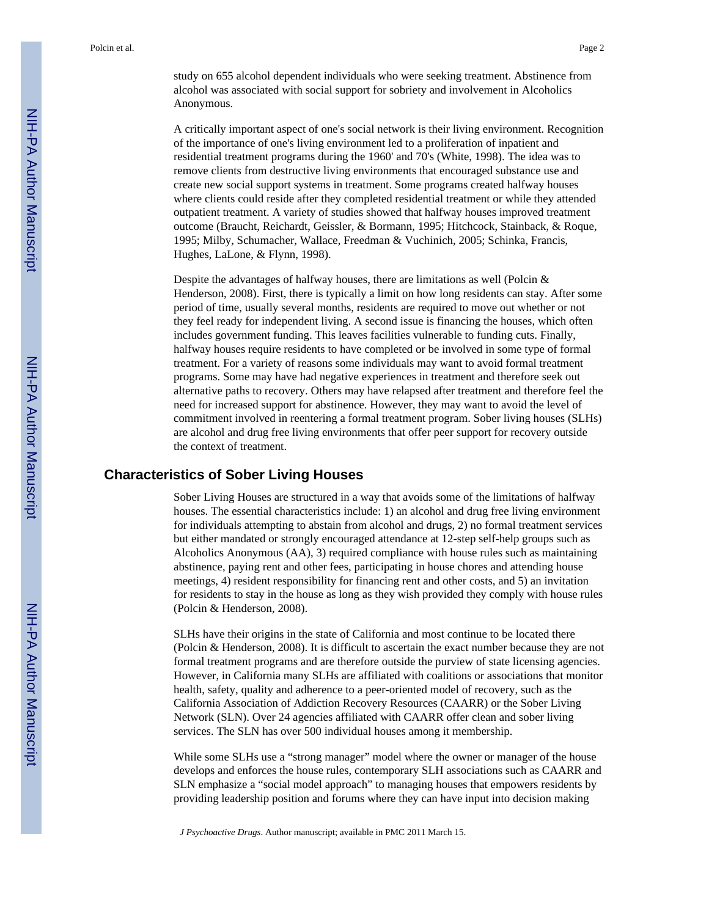study on 655 alcohol dependent individuals who were seeking treatment. Abstinence from alcohol was associated with social support for sobriety and involvement in Alcoholics Anonymous.

A critically important aspect of one's social network is their living environment. Recognition of the importance of one's living environment led to a proliferation of inpatient and residential treatment programs during the 1960' and 70's (White, 1998). The idea was to remove clients from destructive living environments that encouraged substance use and create new social support systems in treatment. Some programs created halfway houses where clients could reside after they completed residential treatment or while they attended outpatient treatment. A variety of studies showed that halfway houses improved treatment outcome (Braucht, Reichardt, Geissler, & Bormann, 1995; Hitchcock, Stainback, & Roque, 1995; Milby, Schumacher, Wallace, Freedman & Vuchinich, 2005; Schinka, Francis, Hughes, LaLone, & Flynn, 1998).

Despite the advantages of halfway houses, there are limitations as well (Polcin & Henderson, 2008). First, there is typically a limit on how long residents can stay. After some period of time, usually several months, residents are required to move out whether or not they feel ready for independent living. A second issue is financing the houses, which often includes government funding. This leaves facilities vulnerable to funding cuts. Finally, halfway houses require residents to have completed or be involved in some type of formal treatment. For a variety of reasons some individuals may want to avoid formal treatment programs. Some may have had negative experiences in treatment and therefore seek out alternative paths to recovery. Others may have relapsed after treatment and therefore feel the need for increased support for abstinence. However, they may want to avoid the level of commitment involved in reentering a formal treatment program. Sober living houses (SLHs) are alcohol and drug free living environments that offer peer support for recovery outside the context of treatment.

## Characteristics of Sober Living Houses

Sober Living Houses are structured in a way that avoids some of the limitations of halfway houses. The essential characteristics include: 1) an alcohol and drug free living environment for individuals attempting to abstain from alcohol and drugs, 2) no formal treatment services but either mandated or strongly encouraged attendance at 12-step self-help groups such as Alcoholics Anonymous (AA), 3) required compliance with house rules such as maintaining abstinence, paying rent and other fees, participating in house chores and attending house meetings, 4) resident responsibility for financing rent and other costs, and 5) an invitation for residents to stay in the house as long as they wish provided they comply with house rules (Polcin & Henderson, 2008).

SLHs have their origins in the state of California and most continue to be located there (Polcin & Henderson, 2008). It is difficult to ascertain the exact number because they are not formal treatment programs and are therefore outside the purview of state licensing agencies. However, in California many SLHs are affiliated with coalitions or associations that monitor health, safety, quality and adherence to a peer-oriented model of recovery, such as the California Association of Addiction Recovery Resources (CAARR) or the Sober Living Network (SLN). Over 24 agencies affiliated with CAARR offer clean and sober living services. The SLN has over 500 individual houses among it membership.

While some SLHs use a “strong manager” model where the owner or manager of the house develops and enforces the house rules, contemporary SLH associations such as CAARR and SLN emphasize a “social model approach” to managing houses that empowers residents by providing leadership position and forums where they can have input into decision making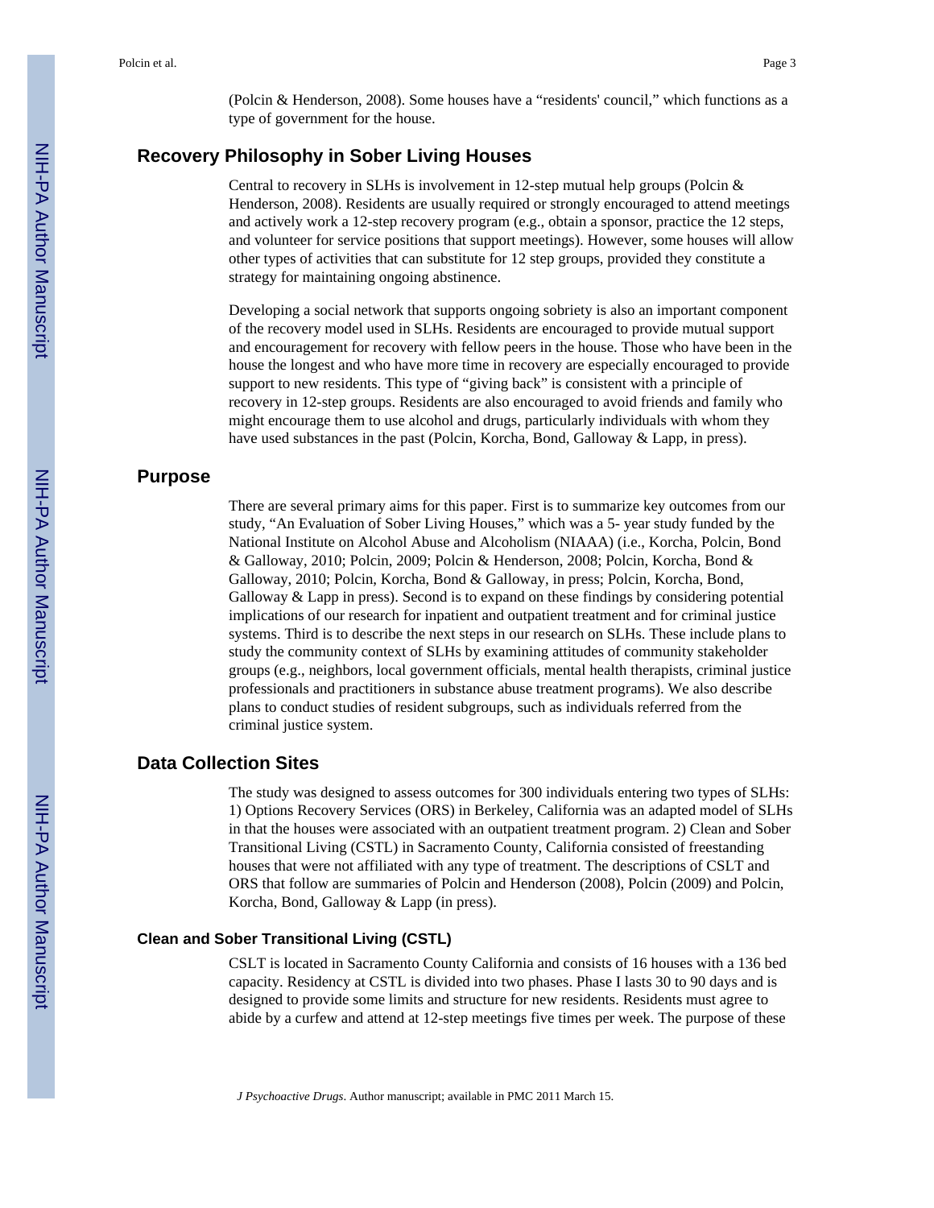(Polcin & Henderson, 2008). Some houses have a "residents' council," which functions as a type of government for the house.

## Recovery Philosophy in Sober Living Houses

Central to recovery in SLHs is involvement in 12-step mutual help groups (Polcin & Henderson, 2008). Residents are usually required or strongly encouraged to attend meetings and actively work a 12-step recovery program (e.g., obtain a sponsor, practice the 12 steps, and volunteer for service positions that support meetings). However, some houses will allow other types of activities that can substitute for 12 step groups, provided they constitute a strategy for maintaining ongoing abstinence.

Developing a social network that supports ongoing sobriety is also an important component of the recovery model used in SLHs. Residents are encouraged to provide mutual support and encouragement for recovery with fellow peers in the house. Those who have been in the house the longest and who have more time in recovery are especially encouraged to provide support to new residents. This type of "giving back" is consistent with a principle of recovery in 12-step groups. Residents are also encouraged to avoid friends and family who might encourage them to use alcohol and drugs, particularly individuals with whom they have used substances in the past (Polcin, Korcha, Bond, Galloway & Lapp, in press).

## Purpose

There are several primary aims for this paper. First is to summarize key outcomes from our study, "An Evaluation of Sober Living Houses," which was a 5- year study funded by the National Institute on Alcohol Abuse and Alcoholism (NIAAA) (i.e., Korcha, Polcin, Bond & Galloway, 2010; Polcin, 2009; Polcin & Henderson, 2008; Polcin, Korcha, Bond & Galloway, 2010; Polcin, Korcha, Bond & Galloway, in press; Polcin, Korcha, Bond, Galloway & Lapp in press). Second is to expand on these findings by considering potential implications of our research for inpatient and outpatient treatment and for criminal justice systems. Third is to describe the next steps in our research on SLHs. These include plans to study the community context of SLHs by examining attitudes of community stakeholder groups (e.g., neighbors, local government officials, mental health therapists, criminal justice professionals and practitioners in substance abuse treatment programs). We also describe plans to conduct studies of resident subgroups, such as individuals referred from the criminal justice system.

## Data Collection Sites

The study was designed to assess outcomes for 300 individuals entering two types of SLHs: 1) Options Recovery Services (ORS) in Berkeley, California was an adapted model of SLHs in that the houses were associated with an outpatient treatment program. 2) Clean and Sober Transitional Living (CSTL) in Sacramento County, California consisted of freestanding houses that were not affiliated with any type of treatment. The descriptions of CSLT and ORS that follow are summaries of Polcin and Henderson (2008), Polcin (2009) and Polcin, Korcha, Bond, Galloway & Lapp (in press).

### Clean and Sober Transitional Living (CSTL)

CSLT is located in Sacramento County California and consists of 16 houses with a 136 bed capacity. Residency at CSTL is divided into two phases. Phase I lasts 30 to 90 days and is designed to provide some limits and structure for new residents. Residents must agree to abide by a curfew and attend at 12-step meetings five times per week. The purpose of these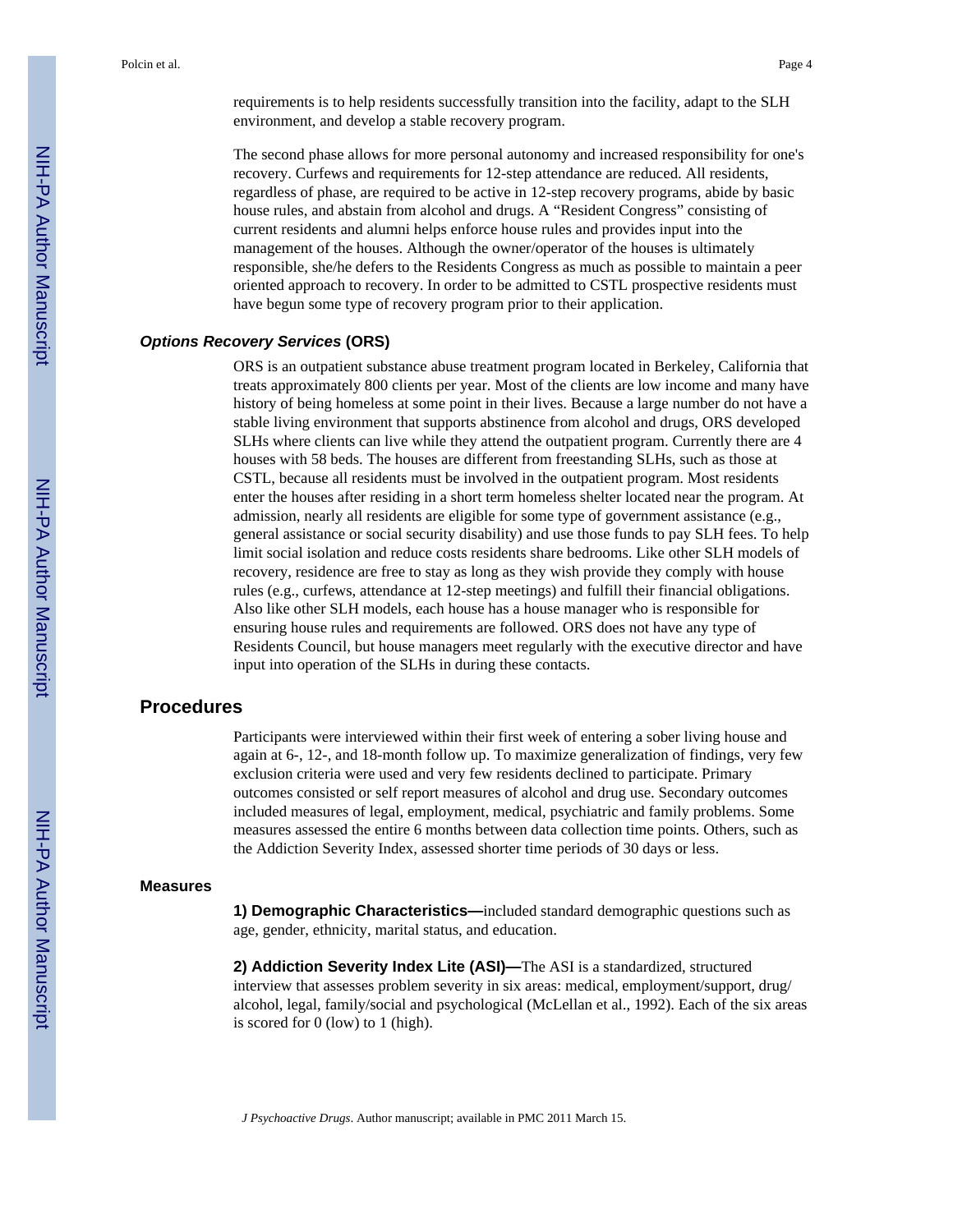requirements is to help residents successfully transition into the facility, adapt to the SLH environment, and develop a stable recovery program.

The second phase allows for more personal autonomy and increased responsibility for one's recovery. Curfews and requirements for 12-step attendance are reduced. All residents, regardless of phase, are required to be active in 12-step recovery programs, abide by basic house rules, and abstain from alcohol and drugs. A "Resident Congress" consisting of current residents and alumni helps enforce house rules and provides input into the management of the houses. Although the owner/operator of the houses is ultimately responsible, she/he defers to the Residents Congress as much as possible to maintain a peer oriented approach to recovery. In order to be admitted to CSTL prospective residents must have begun some type of recovery program prior to their application.

### *Options Recovery Services* (ORS)

ORS is an outpatient substance abuse treatment program located in Berkeley, California that treats approximately 800 clients per year. Most of the clients are low income and many have history of being homeless at some point in their lives. Because a large number do not have a stable living environment that supports abstinence from alcohol and drugs, ORS developed SLHs where clients can live while they attend the outpatient program. Currently there are 4 houses with 58 beds. The houses are different from freestanding SLHs, such as those at CSTL, because all residents must be involved in the outpatient program. Most residents enter the houses after residing in a short term homeless shelter located near the program. At admission, nearly all residents are eligible for some type of government assistance (e.g., general assistance or social security disability) and use those funds to pay SLH fees. To help limit social isolation and reduce costs residents share bedrooms. Like other SLH models of recovery, residence are free to stay as long as they wish provide they comply with house rules (e.g., curfews, attendance at 12-step meetings) and fulfill their financial obligations. Also like other SLH models, each house has a house manager who is responsible for ensuring house rules and requirements are followed. ORS does not have any type of Residents Council, but house managers meet regularly with the executive director and have input into operation of the SLHs in during these contacts.

## Procedures

Participants were interviewed within their first week of entering a sober living house and again at 6-, 12-, and 18-month follow up. To maximize generalization of findings, very few exclusion criteria were used and very few residents declined to participate. Primary outcomes consisted or self report measures of alcohol and drug use. Secondary outcomes included measures of legal, employment, medical, psychiatric and family problems. Some measures assessed the entire 6 months between data collection time points. Others, such as the Addiction Severity Index, assessed shorter time periods of 30 days or less.

### Measures

**1) Demographic Characteristics—**included standard demographic questions such as age, gender, ethnicity, marital status, and education.

**2) Addiction Severity Index Lite (ASI)—**The ASI is a standardized, structured interview that assesses problem severity in six areas: medical, employment/support, drug/alcohol, legal, family/social and psychological (McLellan et al., 1992). Each of the six areas is scored for 0 (low) to 1 (high).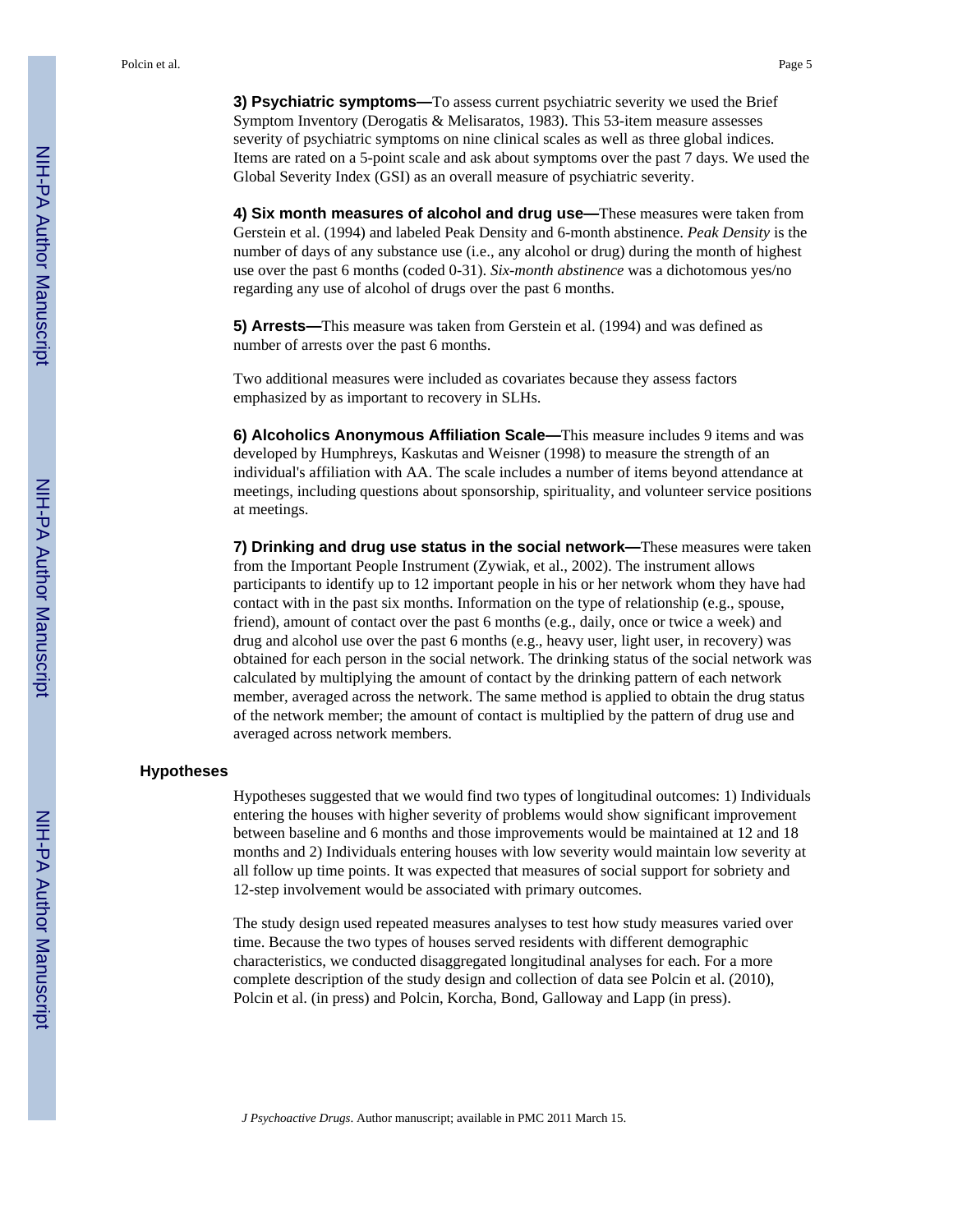**3) Psychiatric symptoms—**To assess current psychiatric severity we used the Brief Symptom Inventory (Derogatis & Melisaratos, 1983). This 53-item measure assesses severity of psychiatric symptoms on nine clinical scales as well as three global indices. Items are rated on a 5-point scale and ask about symptoms over the past 7 days. We used the Global Severity Index (GSI) as an overall measure of psychiatric severity.

**4) Six month measures of alcohol and drug use—**These measures were taken from Gerstein et al. (1994) and labeled Peak Density and 6-month abstinence. *Peak Density* is the number of days of any substance use (i.e., any alcohol or drug) during the month of highest use over the past 6 months (coded 0-31). *Six-month abstinence* was a dichotomous yes/no regarding any use of alcohol of drugs over the past 6 months.

**5) Arrests—**This measure was taken from Gerstein et al. (1994) and was defined as number of arrests over the past 6 months.

Two additional measures were included as covariates because they assess factors emphasized by as important to recovery in SLHs.

**6) Alcoholics Anonymous Affiliation Scale—**This measure includes 9 items and was developed by Humphreys, Kaskutas and Weisner (1998) to measure the strength of an individual's affiliation with AA. The scale includes a number of items beyond attendance at meetings, including questions about sponsorship, spirituality, and volunteer service positions at meetings.

**7) Drinking and drug use status in the social network—**These measures were taken from the Important People Instrument (Zywiak, et al., 2002). The instrument allows participants to identify up to 12 important people in his or her network whom they have had contact with in the past six months. Information on the type of relationship (e.g., spouse, friend), amount of contact over the past 6 months (e.g., daily, once or twice a week) and drug and alcohol use over the past 6 months (e.g., heavy user, light user, in recovery) was obtained for each person in the social network. The drinking status of the social network was calculated by multiplying the amount of contact by the drinking pattern of each network member, averaged across the network. The same method is applied to obtain the drug status of the network member; the amount of contact is multiplied by the pattern of drug use and averaged across network members.

## Hypotheses

Hypotheses suggested that we would find two types of longitudinal outcomes: 1) Individuals entering the houses with higher severity of problems would show significant improvement between baseline and 6 months and those improvements would be maintained at 12 and 18 months and 2) Individuals entering houses with low severity would maintain low severity at all follow up time points. It was expected that measures of social support for sobriety and 12-step involvement would be associated with primary outcomes.

The study design used repeated measures analyses to test how study measures varied over time. Because the two types of houses served residents with different demographic characteristics, we conducted disaggregated longitudinal analyses for each. For a more complete description of the study design and collection of data see Polcin et al. (2010), Polcin et al. (in press) and Polcin, Korcha, Bond, Galloway and Lapp (in press).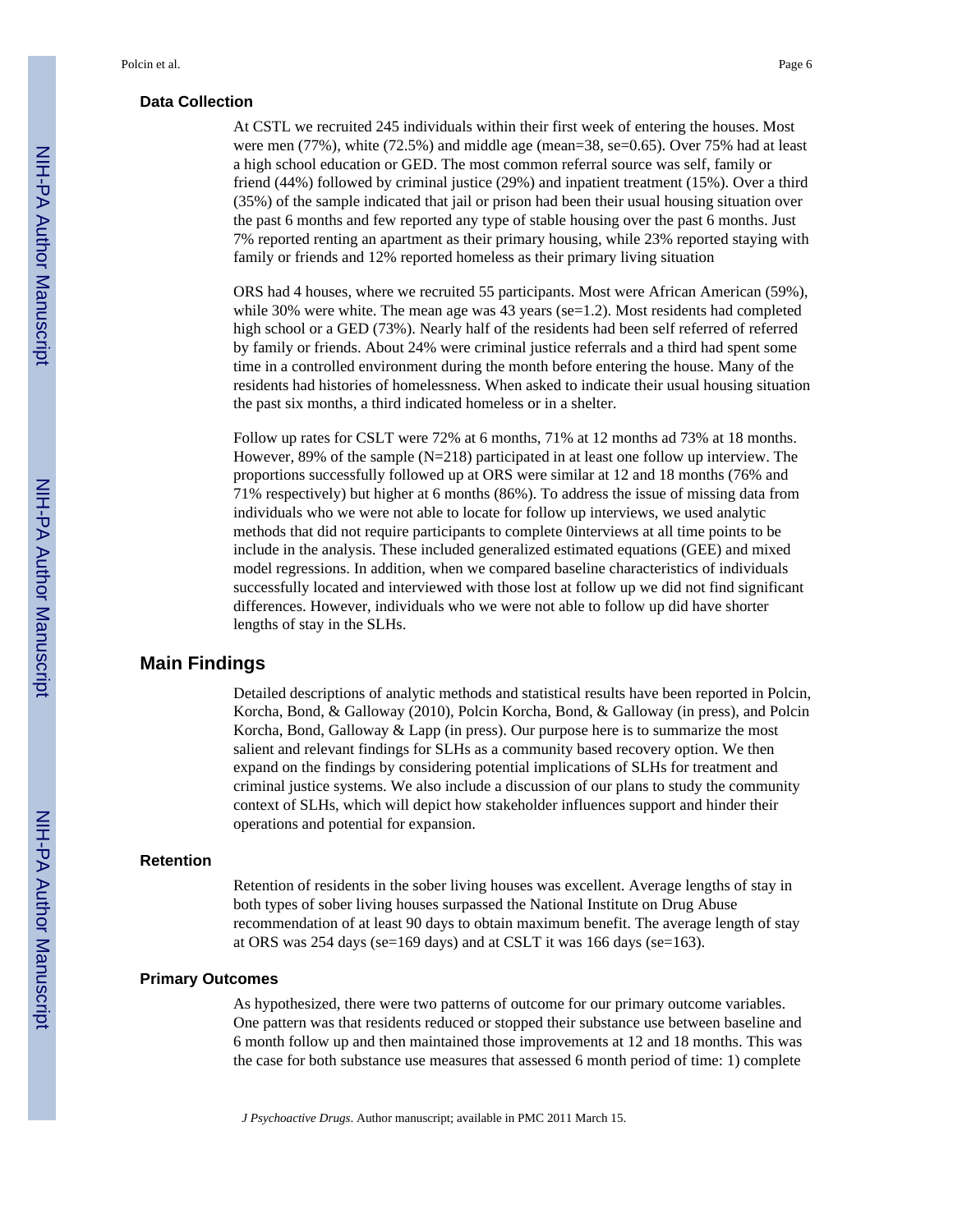### Data Collection

At CSTL we recruited 245 individuals within their first week of entering the houses. Most were men (77%), white (72.5%) and middle age (mean=38, se=0.65). Over 75% had at least a high school education or GED. The most common referral source was self, family or friend (44%) followed by criminal justice (29%) and inpatient treatment (15%). Over a third (35%) of the sample indicated that jail or prison had been their usual housing situation over the past 6 months and few reported any type of stable housing over the past 6 months. Just 7% reported renting an apartment as their primary housing, while 23% reported staying with family or friends and 12% reported homeless as their primary living situation

ORS had 4 houses, where we recruited 55 participants. Most were African American (59%), while 30% were white. The mean age was 43 years (se=1.2). Most residents had completed high school or a GED (73%). Nearly half of the residents had been self referred of referred by family or friends. About 24% were criminal justice referrals and a third had spent some time in a controlled environment during the month before entering the house. Many of the residents had histories of homelessness. When asked to indicate their usual housing situation the past six months, a third indicated homeless or in a shelter.

Follow up rates for CSLT were 72% at 6 months, 71% at 12 months ad 73% at 18 months. However, 89% of the sample (N=218) participated in at least one follow up interview. The proportions successfully followed up at ORS were similar at 12 and 18 months (76% and 71% respectively) but higher at 6 months (86%). To address the issue of missing data from individuals who we were not able to locate for follow up interviews, we used analytic methods that did not require participants to complete 0interviews at all time points to be include in the analysis. These included generalized estimated equations (GEE) and mixed model regressions. In addition, when we compared baseline characteristics of individuals successfully located and interviewed with those lost at follow up we did not find significant differences. However, individuals who we were not able to follow up did have shorter lengths of stay in the SLHs.

## Main Findings

Detailed descriptions of analytic methods and statistical results have been reported in Polcin, Korcha, Bond, & Galloway (2010), Polcin Korcha, Bond, & Galloway (in press), and Polcin Korcha, Bond, Galloway & Lapp (in press). Our purpose here is to summarize the most salient and relevant findings for SLHs as a community based recovery option. We then expand on the findings by considering potential implications of SLHs for treatment and criminal justice systems. We also include a discussion of our plans to study the community context of SLHs, which will depict how stakeholder influences support and hinder their operations and potential for expansion.

### Retention

Retention of residents in the sober living houses was excellent. Average lengths of stay in both types of sober living houses surpassed the National Institute on Drug Abuse recommendation of at least 90 days to obtain maximum benefit. The average length of stay at ORS was 254 days (se=169 days) and at CSLT it was 166 days (se=163).

### Primary Outcomes

As hypothesized, there were two patterns of outcome for our primary outcome variables. One pattern was that residents reduced or stopped their substance use between baseline and 6 month follow up and then maintained those improvements at 12 and 18 months. This was the case for both substance use measures that assessed 6 month period of time: 1) complete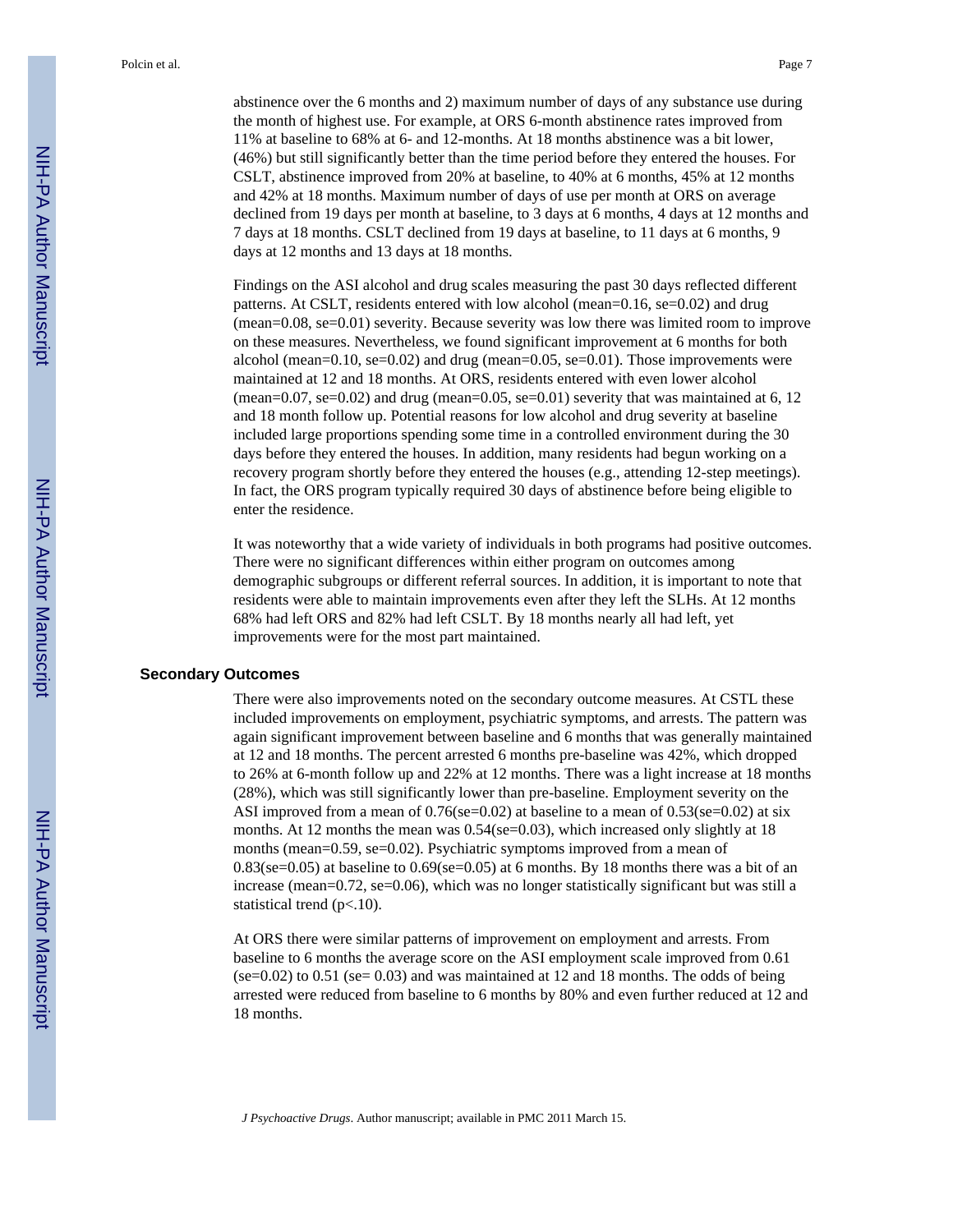abstinence over the 6 months and 2) maximum number of days of any substance use during the month of highest use. For example, at ORS 6-month abstinence rates improved from 11% at baseline to 68% at 6- and 12-months. At 18 months abstinence was a bit lower, (46%) but still significantly better than the time period before they entered the houses. For CSLT, abstinence improved from 20% at baseline, to 40% at 6 months, 45% at 12 months and 42% at 18 months. Maximum number of days of use per month at ORS on average declined from 19 days per month at baseline, to 3 days at 6 months, 4 days at 12 months and 7 days at 18 months. CSLT declined from 19 days at baseline, to 11 days at 6 months, 9 days at 12 months and 13 days at 18 months.

Findings on the ASI alcohol and drug scales measuring the past 30 days reflected different patterns. At CSLT, residents entered with low alcohol (mean=0.16, se=0.02) and drug (mean=0.08, se=0.01) severity. Because severity was low there was limited room to improve on these measures. Nevertheless, we found significant improvement at 6 months for both alcohol (mean=0.10, se=0.02) and drug (mean=0.05, se=0.01). Those improvements were maintained at 12 and 18 months. At ORS, residents entered with even lower alcohol (mean=0.07, se=0.02) and drug (mean=0.05, se=0.01) severity that was maintained at 6, 12 and 18 month follow up. Potential reasons for low alcohol and drug severity at baseline included large proportions spending some time in a controlled environment during the 30 days before they entered the houses. In addition, many residents had begun working on a recovery program shortly before they entered the houses (e.g., attending 12-step meetings). In fact, the ORS program typically required 30 days of abstinence before being eligible to enter the residence.

It was noteworthy that a wide variety of individuals in both programs had positive outcomes. There were no significant differences within either program on outcomes among demographic subgroups or different referral sources. In addition, it is important to note that residents were able to maintain improvements even after they left the SLHs. At 12 months 68% had left ORS and 82% had left CSLT. By 18 months nearly all had left, yet improvements were for the most part maintained.

## Secondary Outcomes

There were also improvements noted on the secondary outcome measures. At CSTL these included improvements on employment, psychiatric symptoms, and arrests. The pattern was again significant improvement between baseline and 6 months that was generally maintained at 12 and 18 months. The percent arrested 6 months pre-baseline was 42%, which dropped to 26% at 6-month follow up and 22% at 12 months. There was a light increase at 18 months (28%), which was still significantly lower than pre-baseline. Employment severity on the ASI improved from a mean of 0.76(se=0.02) at baseline to a mean of 0.53(se=0.02) at six months. At 12 months the mean was 0.54(se=0.03), which increased only slightly at 18 months (mean=0.59, se=0.02). Psychiatric symptoms improved from a mean of 0.83(se=0.05) at baseline to 0.69(se=0.05) at 6 months. By 18 months there was a bit of an increase (mean=0.72, se=0.06), which was no longer statistically significant but was still a statistical trend ($p<.10$).

At ORS there were similar patterns of improvement on employment and arrests. From baseline to 6 months the average score on the ASI employment scale improved from 0.61 (se=0.02) to 0.51 (se= 0.03) and was maintained at 12 and 18 months. The odds of being arrested were reduced from baseline to 6 months by 80% and even further reduced at 12 and 18 months.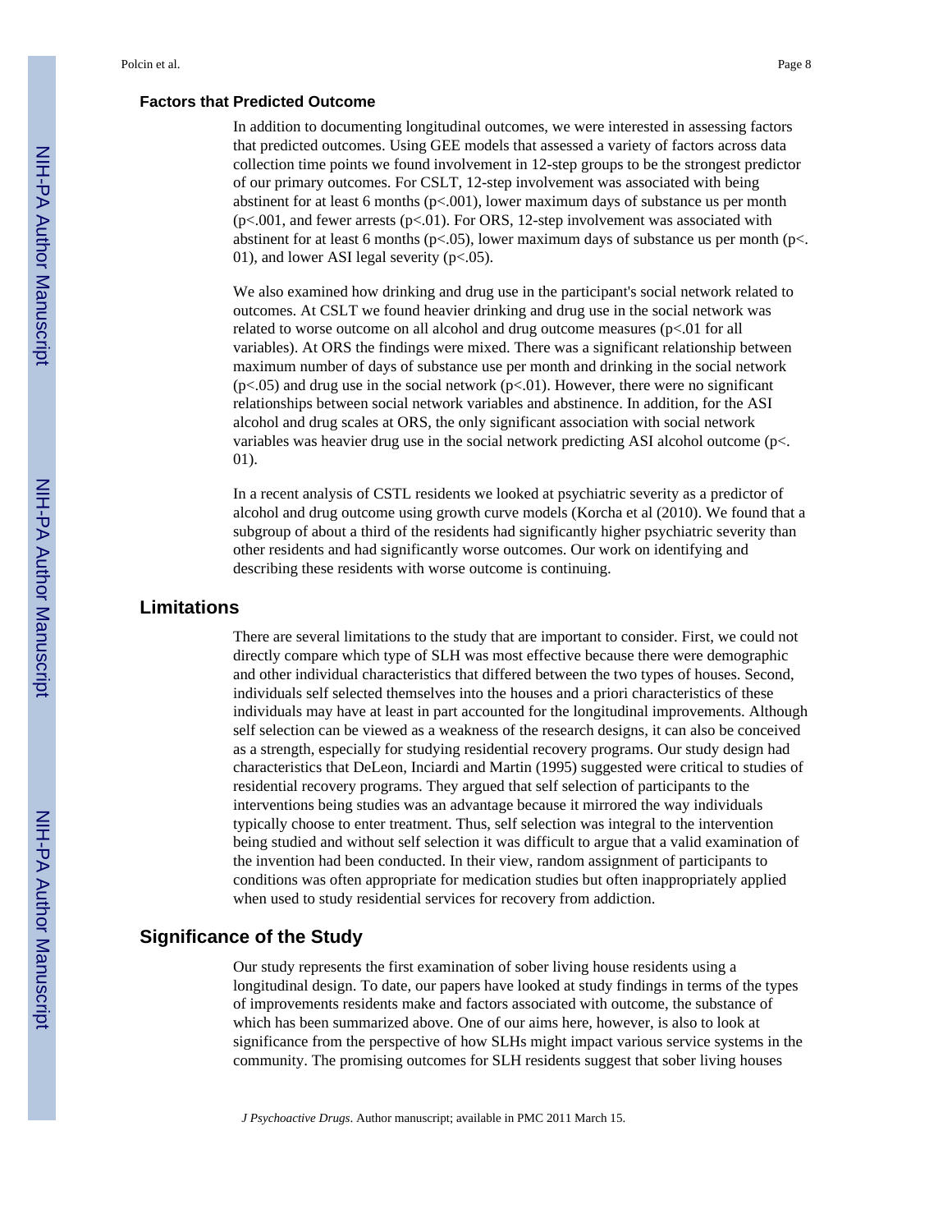### Factors that Predicted Outcome

In addition to documenting longitudinal outcomes, we were interested in assessing factors that predicted outcomes. Using GEE models that assessed a variety of factors across data collection time points we found involvement in 12-step groups to be the strongest predictor of our primary outcomes. For CSLT, 12-step involvement was associated with being abstinent for at least 6 months ($p<.001$), lower maximum days of substance us per month ($p<.001$, and fewer arrests ($p<.01$). For ORS, 12-step involvement was associated with abstinent for at least 6 months ($p<.05$), lower maximum days of substance us per month ($p<.01$), and lower ASI legal severity ($p<.05$).

We also examined how drinking and drug use in the participant's social network related to outcomes. At CSLT we found heavier drinking and drug use in the social network was related to worse outcome on all alcohol and drug outcome measures ($p<.01$ for all variables). At ORS the findings were mixed. There was a significant relationship between maximum number of days of substance use per month and drinking in the social network ($p<.05$) and drug use in the social network ($p<.01$). However, there were no significant relationships between social network variables and abstinence. In addition, for the ASI alcohol and drug scales at ORS, the only significant association with social network variables was heavier drug use in the social network predicting ASI alcohol outcome ($p<.01$).

In a recent analysis of CSTL residents we looked at psychiatric severity as a predictor of alcohol and drug outcome using growth curve models (Korcha et al (2010). We found that a subgroup of about a third of the residents had significantly higher psychiatric severity than other residents and had significantly worse outcomes. Our work on identifying and describing these residents with worse outcome is continuing.

## Limitations

There are several limitations to the study that are important to consider. First, we could not directly compare which type of SLH was most effective because there were demographic and other individual characteristics that differed between the two types of houses. Second, individuals self selected themselves into the houses and a priori characteristics of these individuals may have at least in part accounted for the longitudinal improvements. Although self selection can be viewed as a weakness of the research designs, it can also be conceived as a strength, especially for studying residential recovery programs. Our study design had characteristics that DeLeon, Inciardi and Martin (1995) suggested were critical to studies of residential recovery programs. They argued that self selection of participants to the interventions being studies was an advantage because it mirrored the way individuals typically choose to enter treatment. Thus, self selection was integral to the intervention being studied and without self selection it was difficult to argue that a valid examination of the invention had been conducted. In their view, random assignment of participants to conditions was often appropriate for medication studies but often inappropriately applied when used to study residential services for recovery from addiction.

## Significance of the Study

Our study represents the first examination of sober living house residents using a longitudinal design. To date, our papers have looked at study findings in terms of the types of improvements residents make and factors associated with outcome, the substance of which has been summarized above. One of our aims here, however, is also to look at significance from the perspective of how SLHs might impact various service systems in the community. The promising outcomes for SLH residents suggest that sober living houses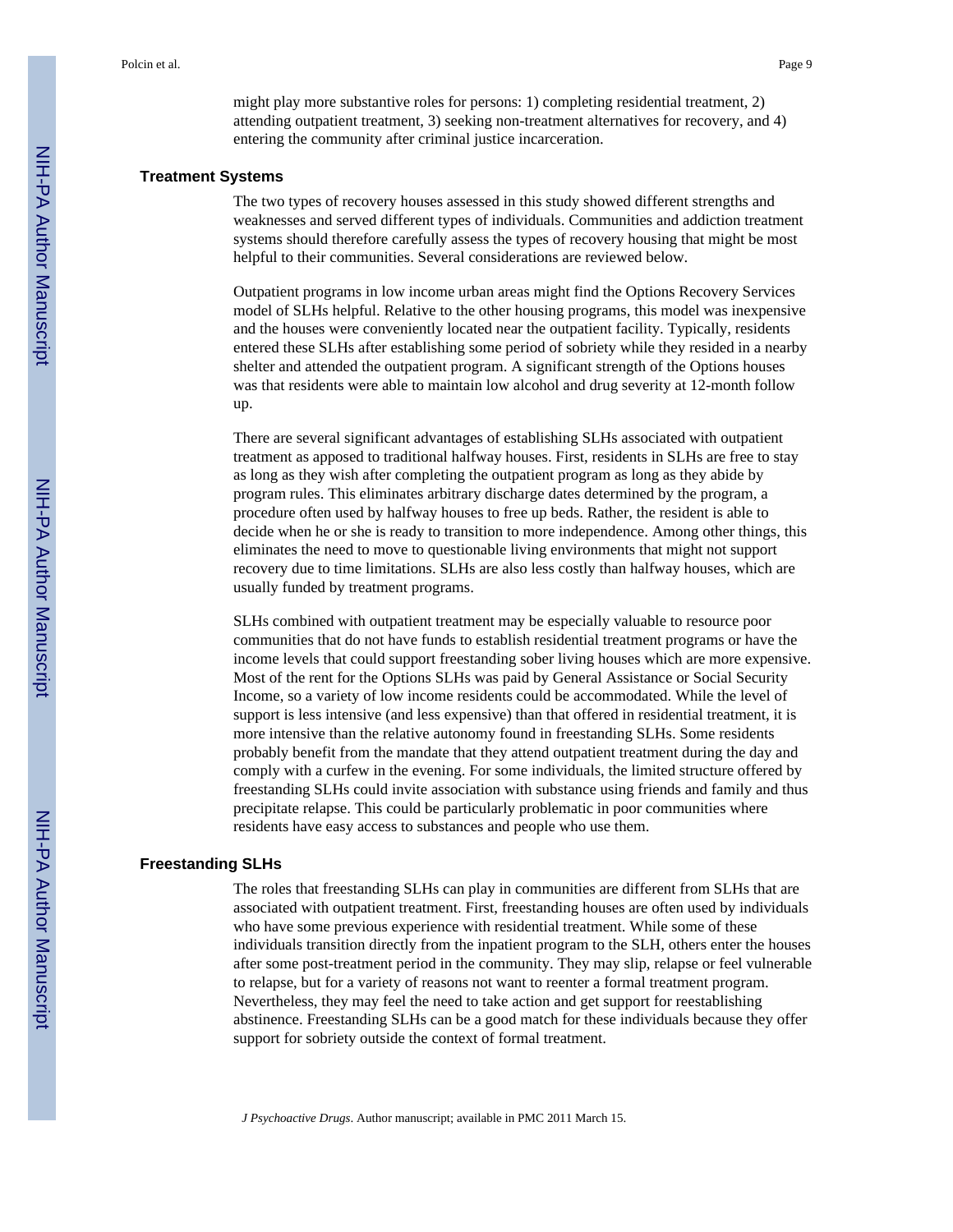might play more substantive roles for persons: 1) completing residential treatment, 2) attending outpatient treatment, 3) seeking non-treatment alternatives for recovery, and 4) entering the community after criminal justice incarceration.

## Treatment Systems

The two types of recovery houses assessed in this study showed different strengths and weaknesses and served different types of individuals. Communities and addiction treatment systems should therefore carefully assess the types of recovery housing that might be most helpful to their communities. Several considerations are reviewed below.

Outpatient programs in low income urban areas might find the Options Recovery Services model of SLHs helpful. Relative to the other housing programs, this model was inexpensive and the houses were conveniently located near the outpatient facility. Typically, residents entered these SLHs after establishing some period of sobriety while they resided in a nearby shelter and attended the outpatient program. A significant strength of the Options houses was that residents were able to maintain low alcohol and drug severity at 12-month follow up.

There are several significant advantages of establishing SLHs associated with outpatient treatment as apposed to traditional halfway houses. First, residents in SLHs are free to stay as long as they wish after completing the outpatient program as long as they abide by program rules. This eliminates arbitrary discharge dates determined by the program, a procedure often used by halfway houses to free up beds. Rather, the resident is able to decide when he or she is ready to transition to more independence. Among other things, this eliminates the need to move to questionable living environments that might not support recovery due to time limitations. SLHs are also less costly than halfway houses, which are usually funded by treatment programs.

SLHs combined with outpatient treatment may be especially valuable to resource poor communities that do not have funds to establish residential treatment programs or have the income levels that could support freestanding sober living houses which are more expensive. Most of the rent for the Options SLHs was paid by General Assistance or Social Security Income, so a variety of low income residents could be accommodated. While the level of support is less intensive (and less expensive) than that offered in residential treatment, it is more intensive than the relative autonomy found in freestanding SLHs. Some residents probably benefit from the mandate that they attend outpatient treatment during the day and comply with a curfew in the evening. For some individuals, the limited structure offered by freestanding SLHs could invite association with substance using friends and family and thus precipitate relapse. This could be particularly problematic in poor communities where residents have easy access to substances and people who use them.

## Freestanding SLHs

The roles that freestanding SLHs can play in communities are different from SLHs that are associated with outpatient treatment. First, freestanding houses are often used by individuals who have some previous experience with residential treatment. While some of these individuals transition directly from the inpatient program to the SLH, others enter the houses after some post-treatment period in the community. They may slip, relapse or feel vulnerable to relapse, but for a variety of reasons not want to reenter a formal treatment program. Nevertheless, they may feel the need to take action and get support for reestablishing abstinence. Freestanding SLHs can be a good match for these individuals because they offer support for sobriety outside the context of formal treatment.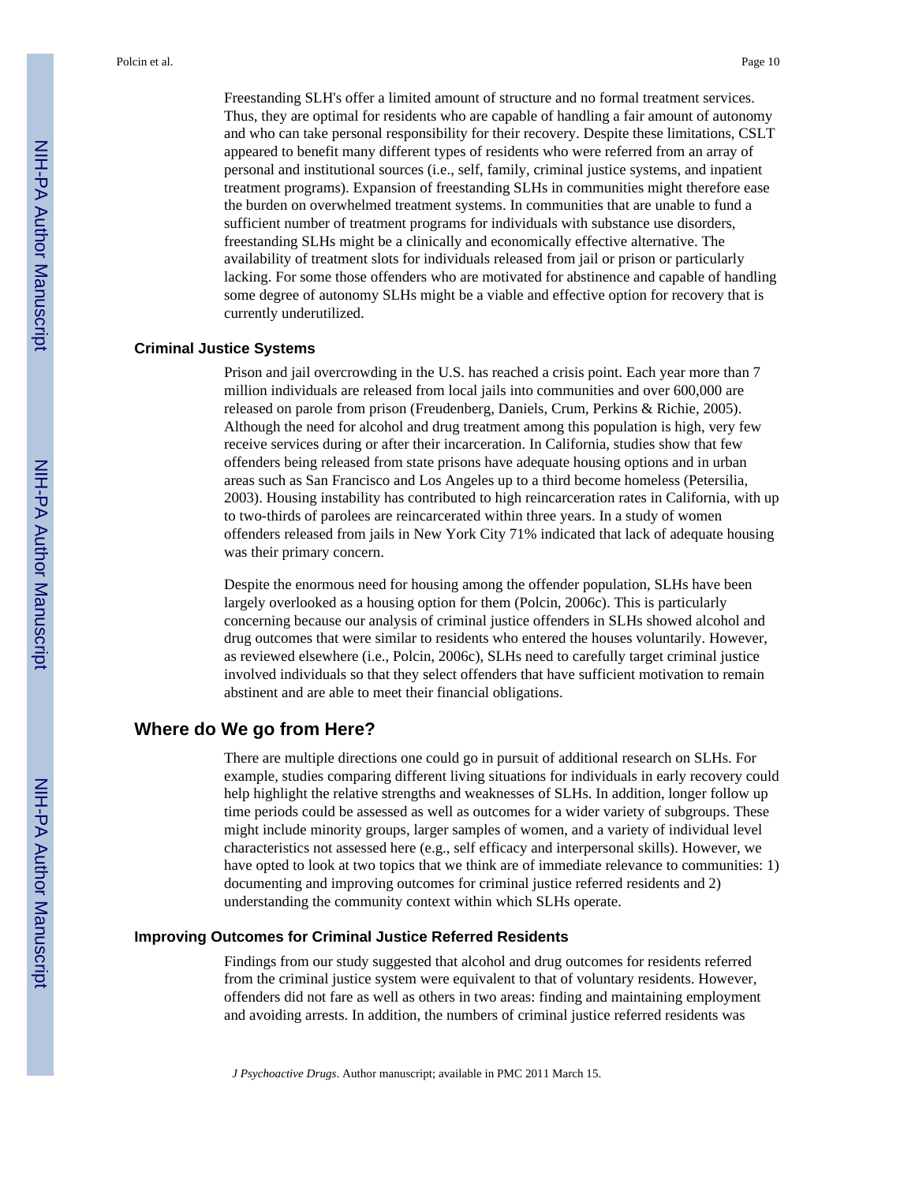Freestanding SLH's offer a limited amount of structure and no formal treatment services. Thus, they are optimal for residents who are capable of handling a fair amount of autonomy and who can take personal responsibility for their recovery. Despite these limitations, CSLT appeared to benefit many different types of residents who were referred from an array of personal and institutional sources (i.e., self, family, criminal justice systems, and inpatient treatment programs). Expansion of freestanding SLHs in communities might therefore ease the burden on overwhelmed treatment systems. In communities that are unable to fund a sufficient number of treatment programs for individuals with substance use disorders, freestanding SLHs might be a clinically and economically effective alternative. The availability of treatment slots for individuals released from jail or prison or particularly lacking. For some those offenders who are motivated for abstinence and capable of handling some degree of autonomy SLHs might be a viable and effective option for recovery that is currently underutilized.

### Criminal Justice Systems

Prison and jail overcrowding in the U.S. has reached a crisis point. Each year more than 7 million individuals are released from local jails into communities and over 600,000 are released on parole from prison (Freudenberg, Daniels, Crum, Perkins & Richie, 2005). Although the need for alcohol and drug treatment among this population is high, very few receive services during or after their incarceration. In California, studies show that few offenders being released from state prisons have adequate housing options and in urban areas such as San Francisco and Los Angeles up to a third become homeless (Petersilia, 2003). Housing instability has contributed to high reincarceration rates in California, with up to two-thirds of parolees are reincarcerated within three years. In a study of women offenders released from jails in New York City 71% indicated that lack of adequate housing was their primary concern.

Despite the enormous need for housing among the offender population, SLHs have been largely overlooked as a housing option for them (Polcin, 2006c). This is particularly concerning because our analysis of criminal justice offenders in SLHs showed alcohol and drug outcomes that were similar to residents who entered the houses voluntarily. However, as reviewed elsewhere (i.e., Polcin, 2006c), SLHs need to carefully target criminal justice involved individuals so that they select offenders that have sufficient motivation to remain abstinent and are able to meet their financial obligations.

## Where do We go from Here?

There are multiple directions one could go in pursuit of additional research on SLHs. For example, studies comparing different living situations for individuals in early recovery could help highlight the relative strengths and weaknesses of SLHs. In addition, longer follow up time periods could be assessed as well as outcomes for a wider variety of subgroups. These might include minority groups, larger samples of women, and a variety of individual level characteristics not assessed here (e.g., self efficacy and interpersonal skills). However, we have opted to look at two topics that we think are of immediate relevance to communities: 1) documenting and improving outcomes for criminal justice referred residents and 2) understanding the community context within which SLHs operate.

### Improving Outcomes for Criminal Justice Referred Residents

Findings from our study suggested that alcohol and drug outcomes for residents referred from the criminal justice system were equivalent to that of voluntary residents. However, offenders did not fare as well as others in two areas: finding and maintaining employment and avoiding arrests. In addition, the numbers of criminal justice referred residents was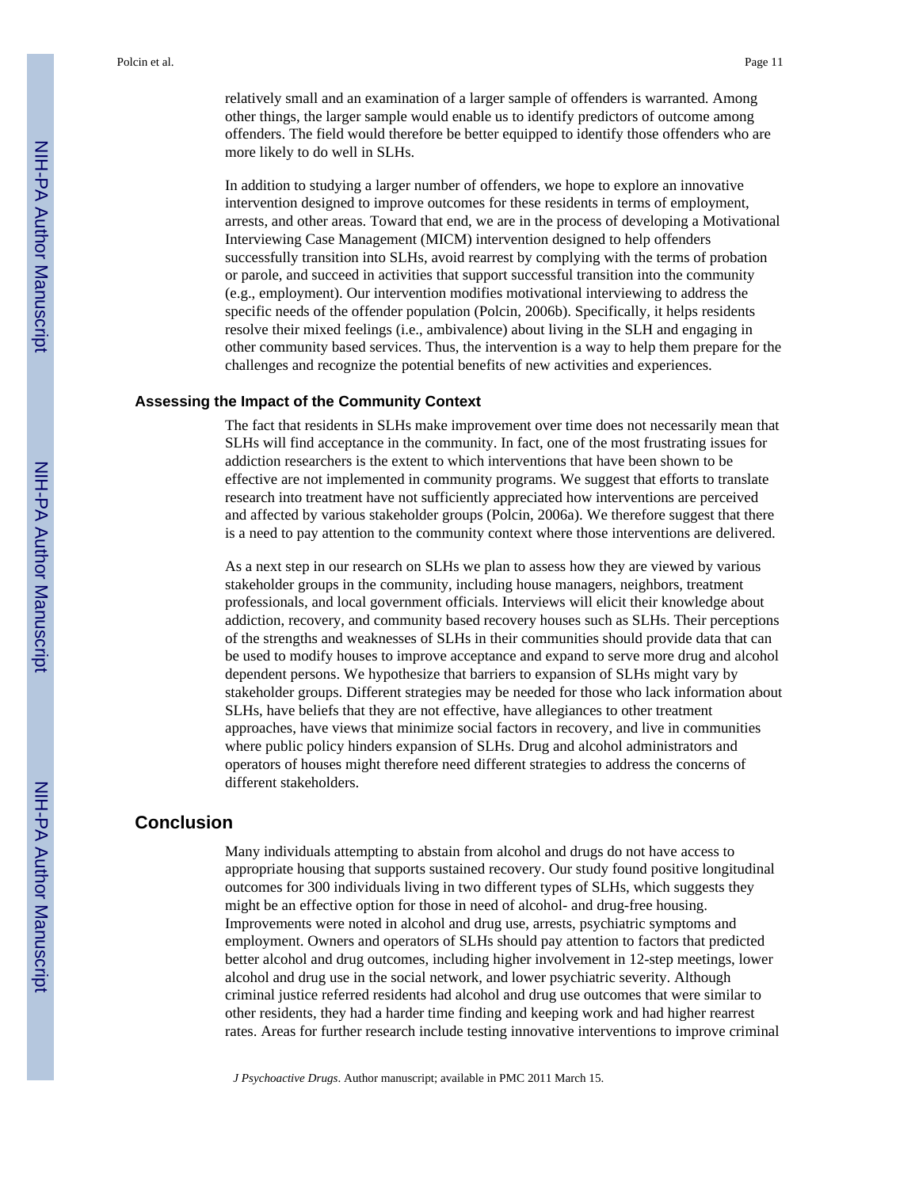relatively small and an examination of a larger sample of offenders is warranted. Among other things, the larger sample would enable us to identify predictors of outcome among offenders. The field would therefore be better equipped to identify those offenders who are more likely to do well in SLHs.

In addition to studying a larger number of offenders, we hope to explore an innovative intervention designed to improve outcomes for these residents in terms of employment, arrests, and other areas. Toward that end, we are in the process of developing a Motivational Interviewing Case Management (MICM) intervention designed to help offenders successfully transition into SLHs, avoid rearrest by complying with the terms of probation or parole, and succeed in activities that support successful transition into the community (e.g., employment). Our intervention modifies motivational interviewing to address the specific needs of the offender population (Polcin, 2006b). Specifically, it helps residents resolve their mixed feelings (i.e., ambivalence) about living in the SLH and engaging in other community based services. Thus, the intervention is a way to help them prepare for the challenges and recognize the potential benefits of new activities and experiences.

### Assessing the Impact of the Community Context

The fact that residents in SLHs make improvement over time does not necessarily mean that SLHs will find acceptance in the community. In fact, one of the most frustrating issues for addiction researchers is the extent to which interventions that have been shown to be effective are not implemented in community programs. We suggest that efforts to translate research into treatment have not sufficiently appreciated how interventions are perceived and affected by various stakeholder groups (Polcin, 2006a). We therefore suggest that there is a need to pay attention to the community context where those interventions are delivered.

As a next step in our research on SLHs we plan to assess how they are viewed by various stakeholder groups in the community, including house managers, neighbors, treatment professionals, and local government officials. Interviews will elicit their knowledge about addiction, recovery, and community based recovery houses such as SLHs. Their perceptions of the strengths and weaknesses of SLHs in their communities should provide data that can be used to modify houses to improve acceptance and expand to serve more drug and alcohol dependent persons. We hypothesize that barriers to expansion of SLHs might vary by stakeholder groups. Different strategies may be needed for those who lack information about SLHs, have beliefs that they are not effective, have allegiances to other treatment approaches, have views that minimize social factors in recovery, and live in communities where public policy hinders expansion of SLHs. Drug and alcohol administrators and operators of houses might therefore need different strategies to address the concerns of different stakeholders.

## Conclusion

Many individuals attempting to abstain from alcohol and drugs do not have access to appropriate housing that supports sustained recovery. Our study found positive longitudinal outcomes for 300 individuals living in two different types of SLHs, which suggests they might be an effective option for those in need of alcohol- and drug-free housing. Improvements were noted in alcohol and drug use, arrests, psychiatric symptoms and employment. Owners and operators of SLHs should pay attention to factors that predicted better alcohol and drug outcomes, including higher involvement in 12-step meetings, lower alcohol and drug use in the social network, and lower psychiatric severity. Although criminal justice referred residents had alcohol and drug use outcomes that were similar to other residents, they had a harder time finding and keeping work and had higher rearrest rates. Areas for further research include testing innovative interventions to improve criminal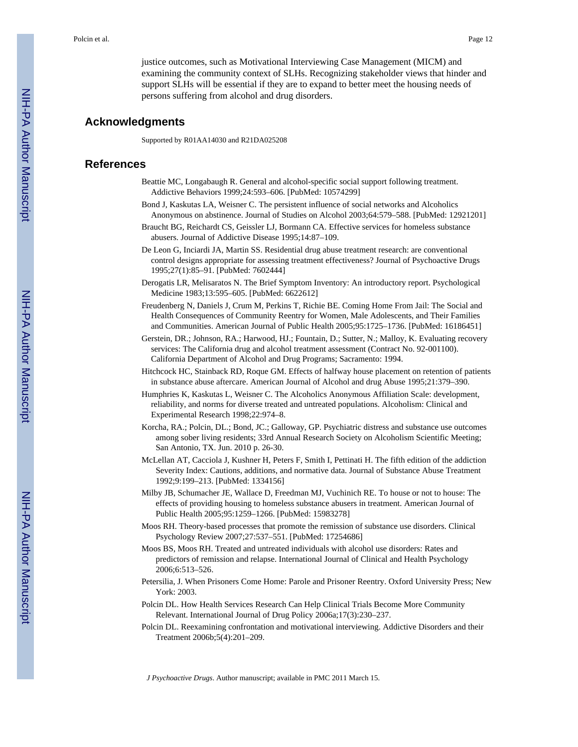justice outcomes, such as Motivational Interviewing Case Management (MICM) and examining the community context of SLHs. Recognizing stakeholder views that hinder and support SLHs will be essential if they are to expand to better meet the housing needs of persons suffering from alcohol and drug disorders.

## Acknowledgments

Supported by R01AA14030 and R21DA025208

## References

Beattie MC, Longabaugh R. General and alcohol-specific social support following treatment. Addictive Behaviors 1999;24:593–606. [PubMed: 10574299]

Bond J, Kaskutas LA, Weisner C. The persistent influence of social networks and Alcoholics Anonymous on abstinence. Journal of Studies on Alcohol 2003;64:579–588. [PubMed: 12921201]

Braucht BG, Reichardt CS, Geissler LJ, Bormann CA. Effective services for homeless substance abusers. Journal of Addictive Disease 1995;14:87–109.

De Leon G, Inciardi JA, Martin SS. Residential drug abuse treatment research: are conventional control designs appropriate for assessing treatment effectiveness? Journal of Psychoactive Drugs 1995;27(1):85–91. [PubMed: 7602444]

Derogatis LR, Melisaratos N. The Brief Symptom Inventory: An introductory report. Psychological Medicine 1983;13:595–605. [PubMed: 6622612]

Freudenberg N, Daniels J, Crum M, Perkins T, Richie BE. Coming Home From Jail: The Social and Health Consequences of Community Reentry for Women, Male Adolescents, and Their Families and Communities. American Journal of Public Health 2005;95:1725–1736. [PubMed: 16186451]

Gerstein, DR.; Johnson, RA.; Harwood, HJ.; Fountain, D.; Sutter, N.; Malloy, K. Evaluating recovery services: The California drug and alcohol treatment assessment (Contract No. 92-001100). California Department of Alcohol and Drug Programs; Sacramento: 1994.

Hitchcock HC, Stainback RD, Roque GM. Effects of halfway house placement on retention of patients in substance abuse aftercare. American Journal of Alcohol and drug Abuse 1995;21:379–390.

Humphries K, Kaskutas L, Weisner C. The Alcoholics Anonymous Affiliation Scale: development, reliability, and norms for diverse treated and untreated populations. Alcoholism: Clinical and Experimental Research 1998;22:974–8.

Korcha, RA.; Polcin, DL.; Bond, JC.; Galloway, GP. Psychiatric distress and substance use outcomes among sober living residents; 33rd Annual Research Society on Alcoholism Scientific Meeting; San Antonio, TX. Jun. 2010 p. 26-30.

McLellan AT, Cacciola J, Kushner H, Peters F, Smith I, Pettinati H. The fifth edition of the addiction Severity Index: Cautions, additions, and normative data. Journal of Substance Abuse Treatment 1992;9:199–213. [PubMed: 1334156]

Milby JB, Schumacher JE, Wallace D, Freedman MJ, Vuchinich RE. To house or not to house: The effects of providing housing to homeless substance abusers in treatment. American Journal of Public Health 2005;95:1259–1266. [PubMed: 15983278]

Moos RH. Theory-based processes that promote the remission of substance use disorders. Clinical Psychology Review 2007;27:537–551. [PubMed: 17254686]

Moos BS, Moos RH. Treated and untreated individuals with alcohol use disorders: Rates and predictors of remission and relapse. International Journal of Clinical and Health Psychology 2006;6:513–526.

Petersilia, J. When Prisoners Come Home: Parole and Prisoner Reentry. Oxford University Press; New York: 2003.

Polcin DL. How Health Services Research Can Help Clinical Trials Become More Community Relevant. International Journal of Drug Policy 2006a;17(3):230–237.

Polcin DL. Reexamining confrontation and motivational interviewing. Addictive Disorders and their Treatment 2006b;5(4):201–209.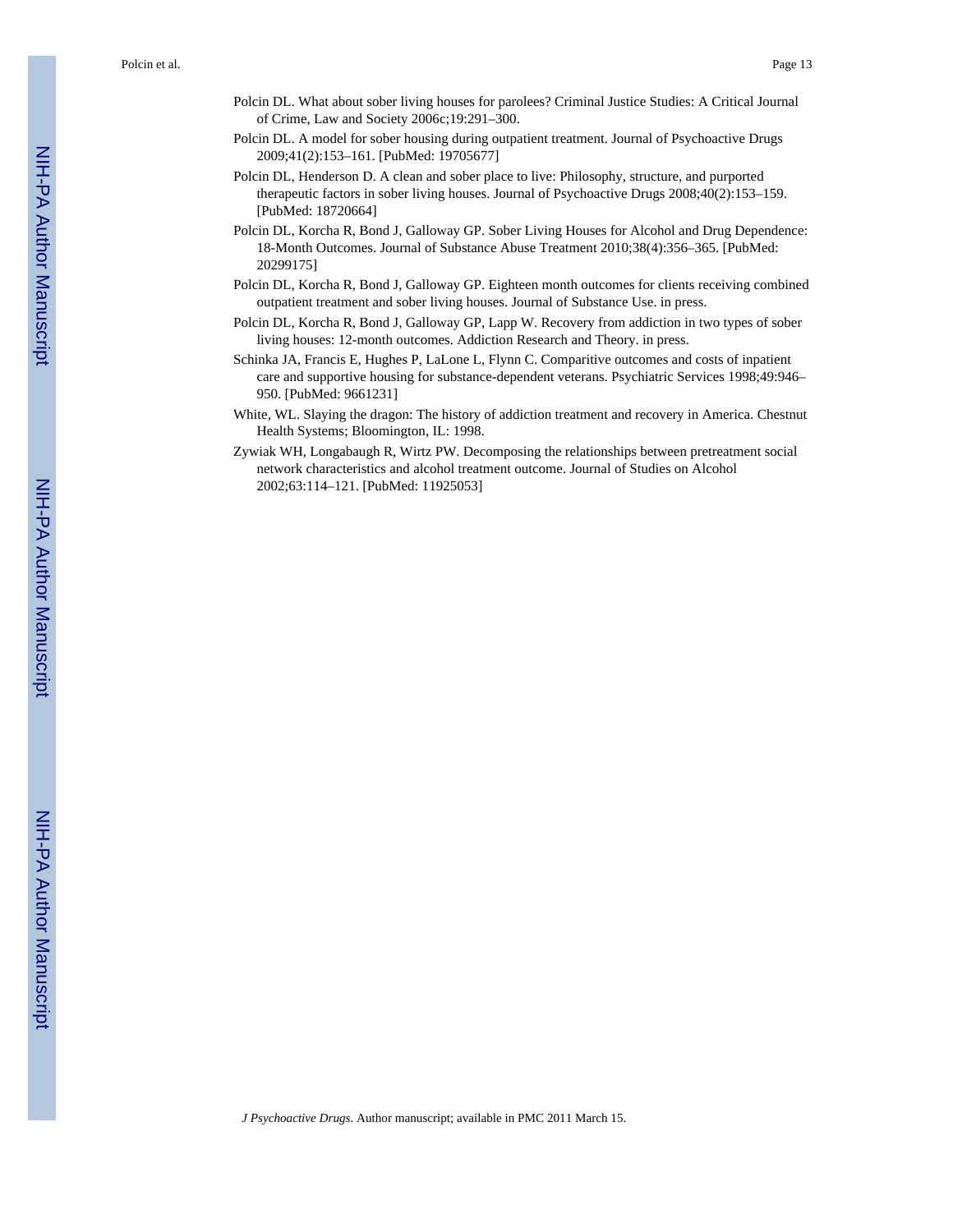Polcin DL. What about sober living houses for parolees? Criminal Justice Studies: A Critical Journal of Crime, Law and Society 2006c;19:291–300.

Polcin DL. A model for sober housing during outpatient treatment. Journal of Psychoactive Drugs 2009;41(2):153–161. [PubMed: 19705677]

Polcin DL, Henderson D. A clean and sober place to live: Philosophy, structure, and purported therapeutic factors in sober living houses. Journal of Psychoactive Drugs 2008;40(2):153–159. [PubMed: 18720664]

Polcin DL, Korcha R, Bond J, Galloway GP. Sober Living Houses for Alcohol and Drug Dependence: 18-Month Outcomes. Journal of Substance Abuse Treatment 2010;38(4):356–365. [PubMed: 20299175]

Polcin DL, Korcha R, Bond J, Galloway GP. Eighteen month outcomes for clients receiving combined outpatient treatment and sober living houses. Journal of Substance Use. in press.

Polcin DL, Korcha R, Bond J, Galloway GP, Lapp W. Recovery from addiction in two types of sober living houses: 12-month outcomes. Addiction Research and Theory. in press.

Schinka JA, Francis E, Hughes P, LaLone L, Flynn C. Comparitive outcomes and costs of inpatient care and supportive housing for substance-dependent veterans. Psychiatric Services 1998;49:946–950. [PubMed: 9661231]

White, WL. Slaying the dragon: The history of addiction treatment and recovery in America. Chestnut Health Systems; Bloomington, IL: 1998.

Zywiak WH, Longabaugh R, Wirtz PW. Decomposing the relationships between pretreatment social network characteristics and alcohol treatment outcome. Journal of Studies on Alcohol 2002;63:114–121. [PubMed: 11925053]